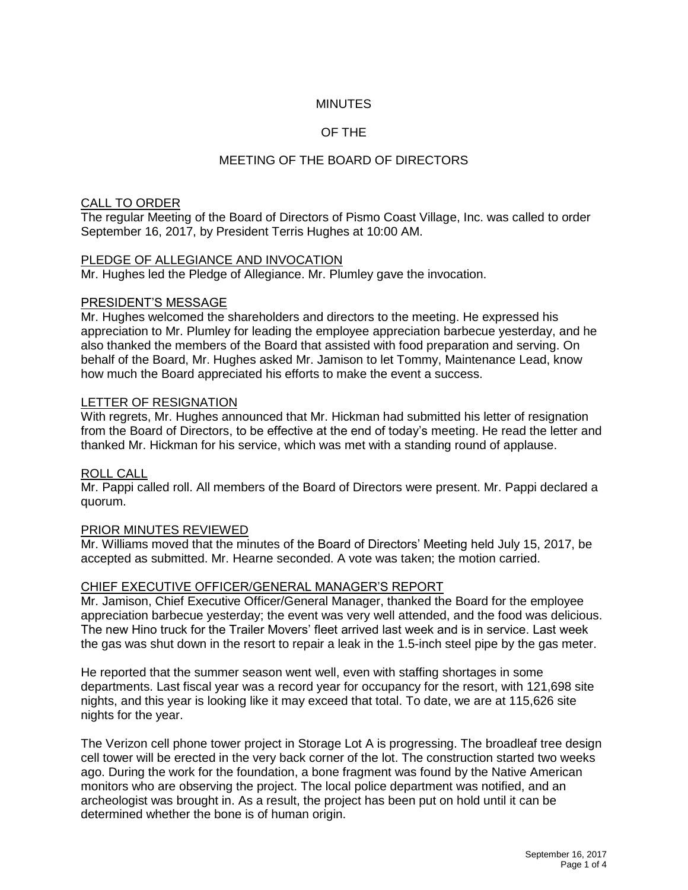# MINUTES

# OF THE

# MEETING OF THE BOARD OF DIRECTORS

## CALL TO ORDER

The regular Meeting of the Board of Directors of Pismo Coast Village, Inc. was called to order September 16, 2017, by President Terris Hughes at 10:00 AM.

## PLEDGE OF ALLEGIANCE AND INVOCATION

Mr. Hughes led the Pledge of Allegiance. Mr. Plumley gave the invocation.

## PRESIDENT'S MESSAGE

Mr. Hughes welcomed the shareholders and directors to the meeting. He expressed his appreciation to Mr. Plumley for leading the employee appreciation barbecue yesterday, and he also thanked the members of the Board that assisted with food preparation and serving. On behalf of the Board, Mr. Hughes asked Mr. Jamison to let Tommy, Maintenance Lead, know how much the Board appreciated his efforts to make the event a success.

## LETTER OF RESIGNATION

With regrets, Mr. Hughes announced that Mr. Hickman had submitted his letter of resignation from the Board of Directors, to be effective at the end of today's meeting. He read the letter and thanked Mr. Hickman for his service, which was met with a standing round of applause.

## ROLL CALL

Mr. Pappi called roll. All members of the Board of Directors were present. Mr. Pappi declared a quorum.

## PRIOR MINUTES REVIEWED

Mr. Williams moved that the minutes of the Board of Directors' Meeting held July 15, 2017, be accepted as submitted. Mr. Hearne seconded. A vote was taken; the motion carried.

## CHIEF EXECUTIVE OFFICER/GENERAL MANAGER'S REPORT

Mr. Jamison, Chief Executive Officer/General Manager, thanked the Board for the employee appreciation barbecue yesterday; the event was very well attended, and the food was delicious. The new Hino truck for the Trailer Movers' fleet arrived last week and is in service. Last week the gas was shut down in the resort to repair a leak in the 1.5-inch steel pipe by the gas meter.

He reported that the summer season went well, even with staffing shortages in some departments. Last fiscal year was a record year for occupancy for the resort, with 121,698 site nights, and this year is looking like it may exceed that total. To date, we are at 115,626 site nights for the year.

The Verizon cell phone tower project in Storage Lot A is progressing. The broadleaf tree design cell tower will be erected in the very back corner of the lot. The construction started two weeks ago. During the work for the foundation, a bone fragment was found by the Native American monitors who are observing the project. The local police department was notified, and an archeologist was brought in. As a result, the project has been put on hold until it can be determined whether the bone is of human origin.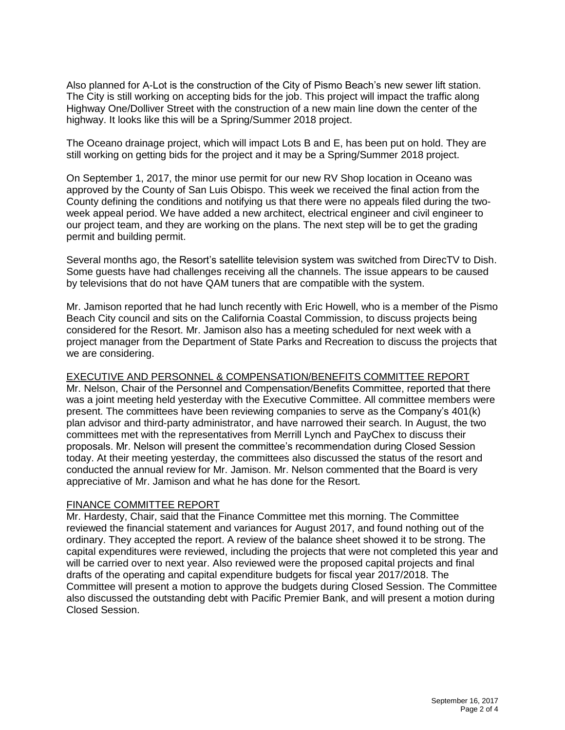Also planned for A-Lot is the construction of the City of Pismo Beach's new sewer lift station. The City is still working on accepting bids for the job. This project will impact the traffic along Highway One/Dolliver Street with the construction of a new main line down the center of the highway. It looks like this will be a Spring/Summer 2018 project.

The Oceano drainage project, which will impact Lots B and E, has been put on hold. They are still working on getting bids for the project and it may be a Spring/Summer 2018 project.

On September 1, 2017, the minor use permit for our new RV Shop location in Oceano was approved by the County of San Luis Obispo. This week we received the final action from the County defining the conditions and notifying us that there were no appeals filed during the two-week appeal period. We have added a new architect, electrical engineer and civil engineer to our project team, and they are working on the plans. The next step will be to get the grading permit and building permit.

Several months ago, the Resort's satellite television system was switched from DirecTV to Dish. Some guests have had challenges receiving all the channels. The issue appears to be caused by televisions that do not have QAM tuners that are compatible with the system.

Mr. Jamison reported that he had lunch recently with Eric Howell, who is a member of the Pismo Beach City council and sits on the California Coastal Commission, to discuss projects being considered for the Resort. Mr. Jamison also has a meeting scheduled for next week with a project manager from the Department of State Parks and Recreation to discuss the projects that we are considering.

## EXECUTIVE AND PERSONNEL & COMPENSATION/BENEFITS COMMITTEE REPORT

Mr. Nelson, Chair of the Personnel and Compensation/Benefits Committee, reported that there was a joint meeting held yesterday with the Executive Committee. All committee members were present. The committees have been reviewing companies to serve as the Company's 401(k) plan advisor and third-party administrator, and have narrowed their search. In August, the two committees met with the representatives from Merrill Lynch and PayChex to discuss their proposals. Mr. Nelson will present the committee's recommendation during Closed Session today. At their meeting yesterday, the committees also discussed the status of the resort and conducted the annual review for Mr. Jamison. Mr. Nelson commented that the Board is very appreciative of Mr. Jamison and what he has done for the Resort.

## FINANCE COMMITTEE REPORT

Mr. Hardesty, Chair, said that the Finance Committee met this morning. The Committee reviewed the financial statement and variances for August 2017, and found nothing out of the ordinary. They accepted the report. A review of the balance sheet showed it to be strong. The capital expenditures were reviewed, including the projects that were not completed this year and will be carried over to next year. Also reviewed were the proposed capital projects and final drafts of the operating and capital expenditure budgets for fiscal year 2017/2018. The Committee will present a motion to approve the budgets during Closed Session. The Committee also discussed the outstanding debt with Pacific Premier Bank, and will present a motion during Closed Session.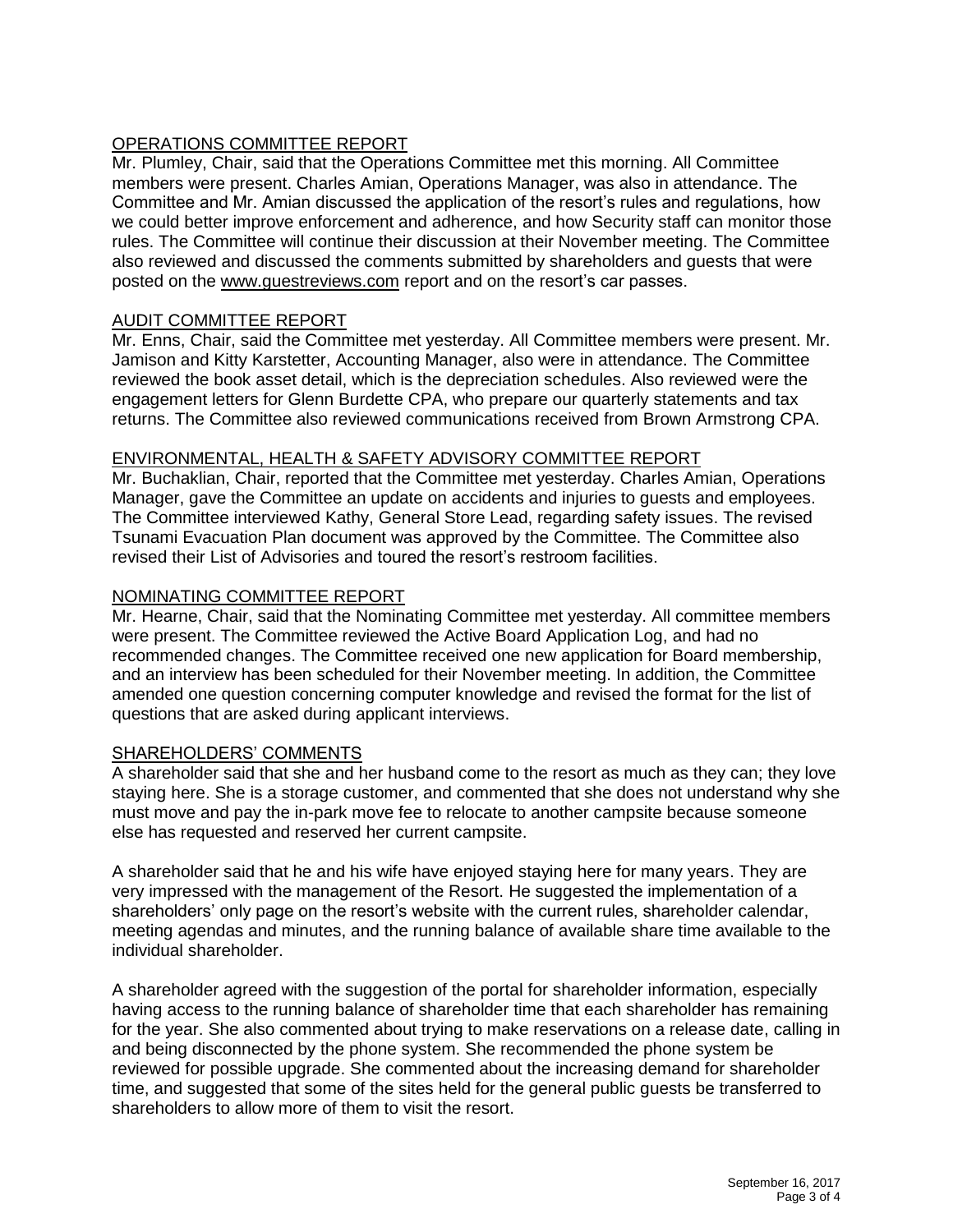## OPERATIONS COMMITTEE REPORT

Mr. Plumley, Chair, said that the Operations Committee met this morning. All Committee members were present. Charles Amian, Operations Manager, was also in attendance. The Committee and Mr. Amian discussed the application of the resort's rules and regulations, how we could better improve enforcement and adherence, and how Security staff can monitor those rules. The Committee will continue their discussion at their November meeting. The Committee also reviewed and discussed the comments submitted by shareholders and guests that were posted on the www.guestreviews.com report and on the resort's car passes.

## AUDIT COMMITTEE REPORT

Mr. Enns, Chair, said the Committee met yesterday. All Committee members were present. Mr. Jamison and Kitty Karstetter, Accounting Manager, also were in attendance. The Committee reviewed the book asset detail, which is the depreciation schedules. Also reviewed were the engagement letters for Glenn Burdette CPA, who prepare our quarterly statements and tax returns. The Committee also reviewed communications received from Brown Armstrong CPA.

## ENVIRONMENTAL, HEALTH & SAFETY ADVISORY COMMITTEE REPORT

Mr. Buchaklian, Chair, reported that the Committee met yesterday. Charles Amian, Operations Manager, gave the Committee an update on accidents and injuries to guests and employees. The Committee interviewed Kathy, General Store Lead, regarding safety issues. The revised Tsunami Evacuation Plan document was approved by the Committee. The Committee also revised their List of Advisories and toured the resort's restroom facilities.

## NOMINATING COMMITTEE REPORT

Mr. Hearne, Chair, said that the Nominating Committee met yesterday. All committee members were present. The Committee reviewed the Active Board Application Log, and had no recommended changes. The Committee received one new application for Board membership, and an interview has been scheduled for their November meeting. In addition, the Committee amended one question concerning computer knowledge and revised the format for the list of questions that are asked during applicant interviews.

## SHAREHOLDERS' COMMENTS

A shareholder said that she and her husband come to the resort as much as they can; they love staying here. She is a storage customer, and commented that she does not understand why she must move and pay the in-park move fee to relocate to another campsite because someone else has requested and reserved her current campsite.

A shareholder said that he and his wife have enjoyed staying here for many years. They are very impressed with the management of the Resort. He suggested the implementation of a shareholders' only page on the resort's website with the current rules, shareholder calendar, meeting agendas and minutes, and the running balance of available share time available to the individual shareholder.

A shareholder agreed with the suggestion of the portal for shareholder information, especially having access to the running balance of shareholder time that each shareholder has remaining for the year. She also commented about trying to make reservations on a release date, calling in and being disconnected by the phone system. She recommended the phone system be reviewed for possible upgrade. She commented about the increasing demand for shareholder time, and suggested that some of the sites held for the general public guests be transferred to shareholders to allow more of them to visit the resort.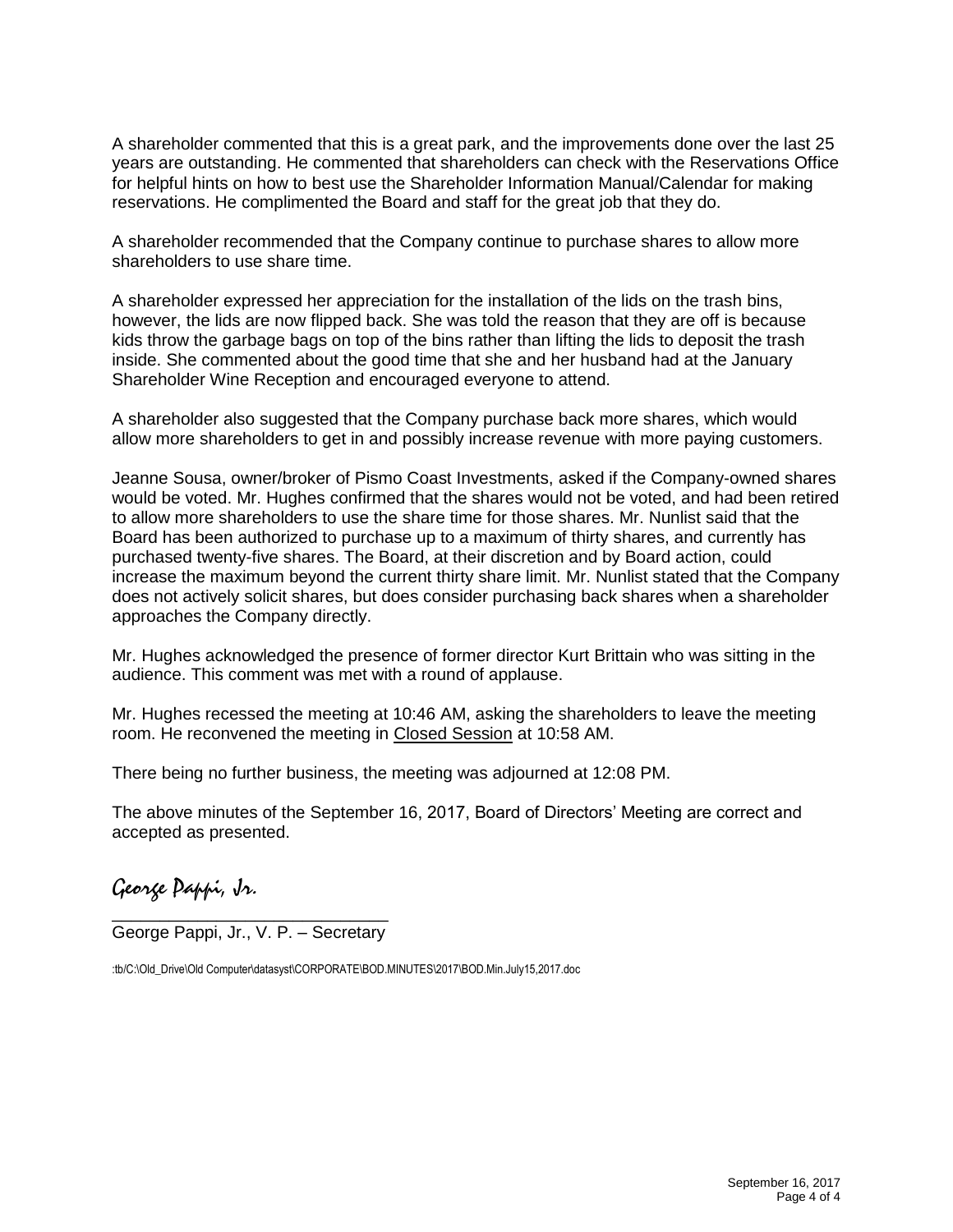A shareholder commented that this is a great park, and the improvements done over the last 25 years are outstanding. He commented that shareholders can check with the Reservations Office for helpful hints on how to best use the Shareholder Information Manual/Calendar for making reservations. He complimented the Board and staff for the great job that they do.

A shareholder recommended that the Company continue to purchase shares to allow more shareholders to use share time.

A shareholder expressed her appreciation for the installation of the lids on the trash bins, however, the lids are now flipped back. She was told the reason that they are off is because kids throw the garbage bags on top of the bins rather than lifting the lids to deposit the trash inside. She commented about the good time that she and her husband had at the January Shareholder Wine Reception and encouraged everyone to attend.

A shareholder also suggested that the Company purchase back more shares, which would allow more shareholders to get in and possibly increase revenue with more paying customers.

Jeanne Sousa, owner/broker of Pismo Coast Investments, asked if the Company-owned shares would be voted. Mr. Hughes confirmed that the shares would not be voted, and had been retired to allow more shareholders to use the share time for those shares. Mr. Nunlist said that the Board has been authorized to purchase up to a maximum of thirty shares, and currently has purchased twenty-five shares. The Board, at their discretion and by Board action, could increase the maximum beyond the current thirty share limit. Mr. Nunlist stated that the Company does not actively solicit shares, but does consider purchasing back shares when a shareholder approaches the Company directly.

Mr. Hughes acknowledged the presence of former director Kurt Brittain who was sitting in the audience. This comment was met with a round of applause.

Mr. Hughes recessed the meeting at 10:46 AM, asking the shareholders to leave the meeting room. He reconvened the meeting in Closed Session at 10:58 AM.

There being no further business, the meeting was adjourned at 12:08 PM.

The above minutes of the September 16, 2017, Board of Directors' Meeting are correct and accepted as presented.

*George Pappi, Jr.*

\_\_\_\_\_\_\_\_\_\_\_\_\_\_\_\_\_\_\_\_\_\_\_\_\_\_\_\_\_\_

George Pappi, Jr., V. P. – Secretary

:tb/C:\Old_Drive\Old Computer\datasyst\CORPORATE\BOD.MINUTES\2017\BOD.Min.July15,2017.doc